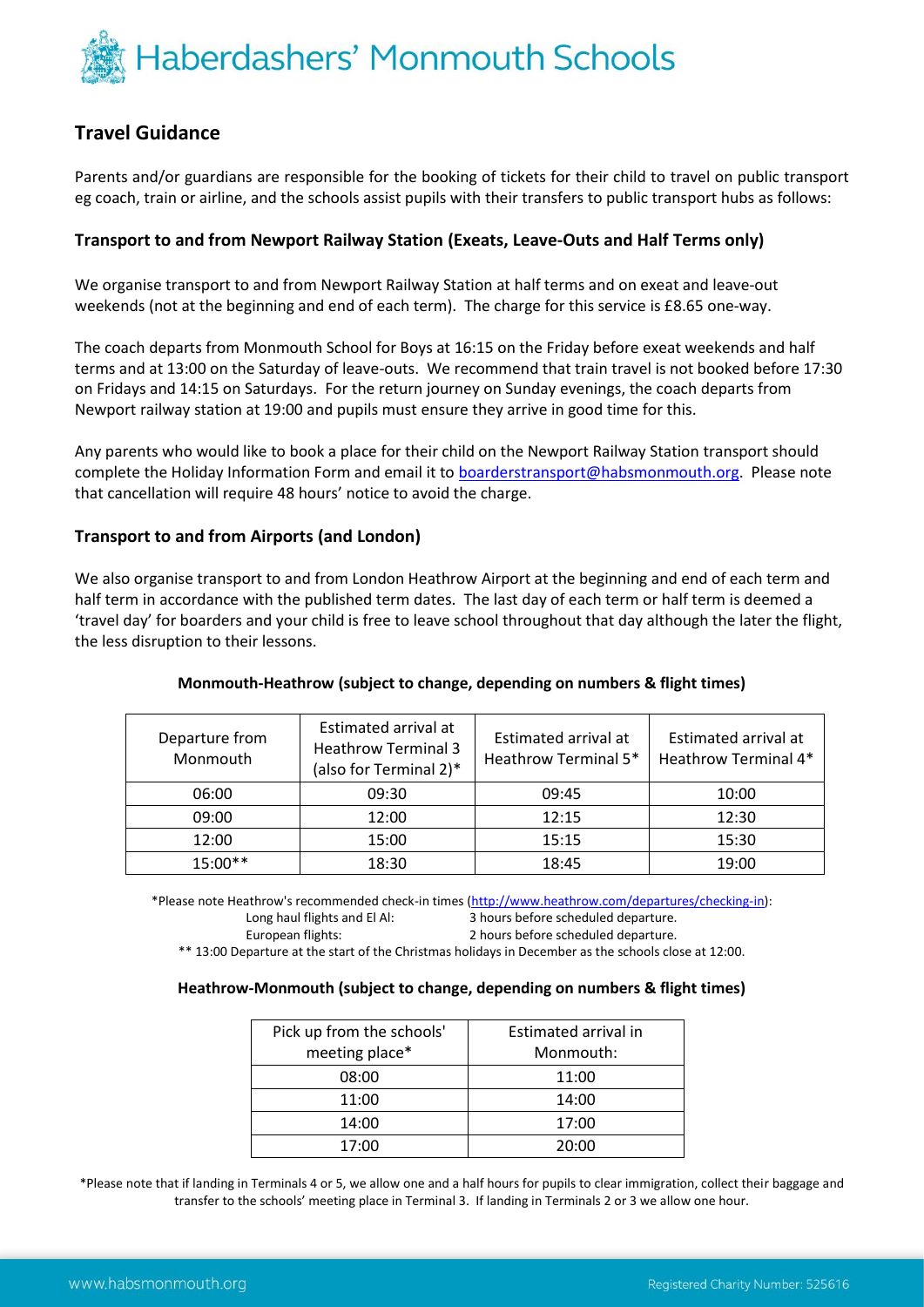# Haberdashers' Monmouth Schools

## Travel Guidance

Parents and/or guardians are responsible for the booking of tickets for their child to travel on public transport eg coach, train or airline, and the schools assist pupils with their transfers to public transport hubs as follows:

### Transport to and from Newport Railway Station (Exeats, Leave-Outs and Half Terms only)

We organise transport to and from Newport Railway Station at half terms and on exeat and leave-out weekends (not at the beginning and end of each term). The charge for this service is £8.65 one-way.

The coach departs from Monmouth School for Boys at 16:15 on the Friday before exeat weekends and half terms and at 13:00 on the Saturday of leave-outs. We recommend that train travel is not booked before 17:30 on Fridays and 14:15 on Saturdays. For the return journey on Sunday evenings, the coach departs from Newport railway station at 19:00 and pupils must ensure they arrive in good time for this.

Any parents who would like to book a place for their child on the Newport Railway Station transport should complete the Holiday Information Form and email it to boarderstransport@habsmonmouth.org. Please note that cancellation will require 48 hours' notice to avoid the charge.

### Transport to and from Airports (and London)

We also organise transport to and from London Heathrow Airport at the beginning and end of each term and half term in accordance with the published term dates. The last day of each term or half term is deemed a 'travel day' for boarders and your child is free to leave school throughout that day although the later the flight, the less disruption to their lessons.

**Monmouth-Heathrow (subject to change, depending on numbers & flight times)**

| Departure from Monmouth | Estimated arrival at Heathrow Terminal 3 (also for Terminal 2)* | Estimated arrival at Heathrow Terminal 5* | Estimated arrival at Heathrow Terminal 4* |
|---|---|---|---|
| 06:00 | 09:30 | 09:45 | 10:00 |
| 09:00 | 12:00 | 12:15 | 12:30 |
| 12:00 | 15:00 | 15:15 | 15:30 |
| 15:00** | 18:30 | 18:45 | 19:00 |

*Please note Heathrow's recommended check-in times (http://www.heathrow.com/departures/checking-in):
Long haul flights and El Al: 3 hours before scheduled departure.
European flights: 2 hours before scheduled departure.
** 13:00 Departure at the start of the Christmas holidays in December as the schools close at 12:00.

**Heathrow-Monmouth (subject to change, depending on numbers & flight times)**

| Pick up from the schools' meeting place* | Estimated arrival in Monmouth: |
|---|---|
| 08:00 | 11:00 |
| 11:00 | 14:00 |
| 14:00 | 17:00 |
| 17:00 | 20:00 |

*Please note that if landing in Terminals 4 or 5, we allow one and a half hours for pupils to clear immigration, collect their baggage and transfer to the schools' meeting place in Terminal 3. If landing in Terminals 2 or 3 we allow one hour.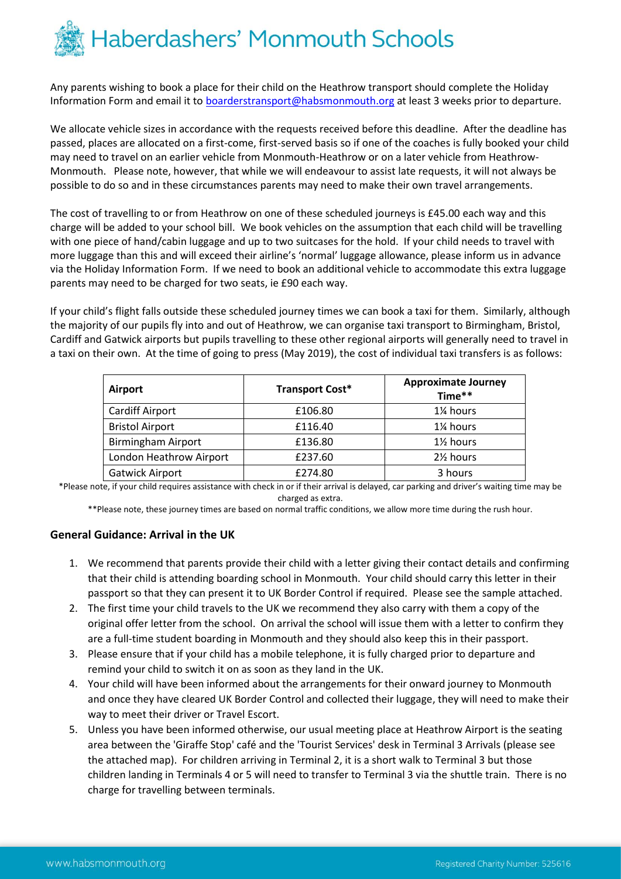Any parents wishing to book a place for their child on the Heathrow transport should complete the Holiday Information Form and email it to [boarderstransport@habsmonmouth.org](mailto:boarderstransport@habsmonmouth.org) at least 3 weeks prior to departure.

We allocate vehicle sizes in accordance with the requests received before this deadline. After the deadline has passed, places are allocated on a first-come, first-served basis so if one of the coaches is fully booked your child may need to travel on an earlier vehicle from Monmouth-Heathrow or on a later vehicle from Heathrow-Monmouth. Please note, however, that while we will endeavour to assist late requests, it will not always be possible to do so and in these circumstances parents may need to make their own travel arrangements.

The cost of travelling to or from Heathrow on one of these scheduled journeys is £45.00 each way and this charge will be added to your school bill. We book vehicles on the assumption that each child will be travelling with one piece of hand/cabin luggage and up to two suitcases for the hold. If your child needs to travel with more luggage than this and will exceed their airline's 'normal' luggage allowance, please inform us in advance via the Holiday Information Form. If we need to book an additional vehicle to accommodate this extra luggage parents may need to be charged for two seats, ie £90 each way.

If your child's flight falls outside these scheduled journey times we can book a taxi for them. Similarly, although the majority of our pupils fly into and out of Heathrow, we can organise taxi transport to Birmingham, Bristol, Cardiff and Gatwick airports but pupils travelling to these other regional airports will generally need to travel in a taxi on their own. At the time of going to press (May 2019), the cost of individual taxi transfers is as follows:

| Airport | Transport Cost* | Approximate Journey Time** |
|---|---|---|
| Cardiff Airport | £106.80 | 1¼ hours |
| Bristol Airport | £116.40 | 1¼ hours |
| Birmingham Airport | £136.80 | 1½ hours |
| London Heathrow Airport | £237.60 | 2½ hours |
| Gatwick Airport | £274.80 | 3 hours |

*Please note, if your child requires assistance with check in or if their arrival is delayed, car parking and driver's waiting time may be charged as extra.

**Please note, these journey times are based on normal traffic conditions, we allow more time during the rush hour.

### General Guidance: Arrival in the UK

1. We recommend that parents provide their child with a letter giving their contact details and confirming that their child is attending boarding school in Monmouth. Your child should carry this letter in their passport so that they can present it to UK Border Control if required. Please see the sample attached.
2. The first time your child travels to the UK we recommend they also carry with them a copy of the original offer letter from the school. On arrival the school will issue them with a letter to confirm they are a full-time student boarding in Monmouth and they should also keep this in their passport.
3. Please ensure that if your child has a mobile telephone, it is fully charged prior to departure and remind your child to switch it on as soon as they land in the UK.
4. Your child will have been informed about the arrangements for their onward journey to Monmouth and once they have cleared UK Border Control and collected their luggage, they will need to make their way to meet their driver or Travel Escort.
5. Unless you have been informed otherwise, our usual meeting place at Heathrow Airport is the seating area between the 'Giraffe Stop' café and the 'Tourist Services' desk in Terminal 3 Arrivals (please see the attached map). For children arriving in Terminal 2, it is a short walk to Terminal 3 but those children landing in Terminals 4 or 5 will need to transfer to Terminal 3 via the shuttle train. There is no charge for travelling between terminals.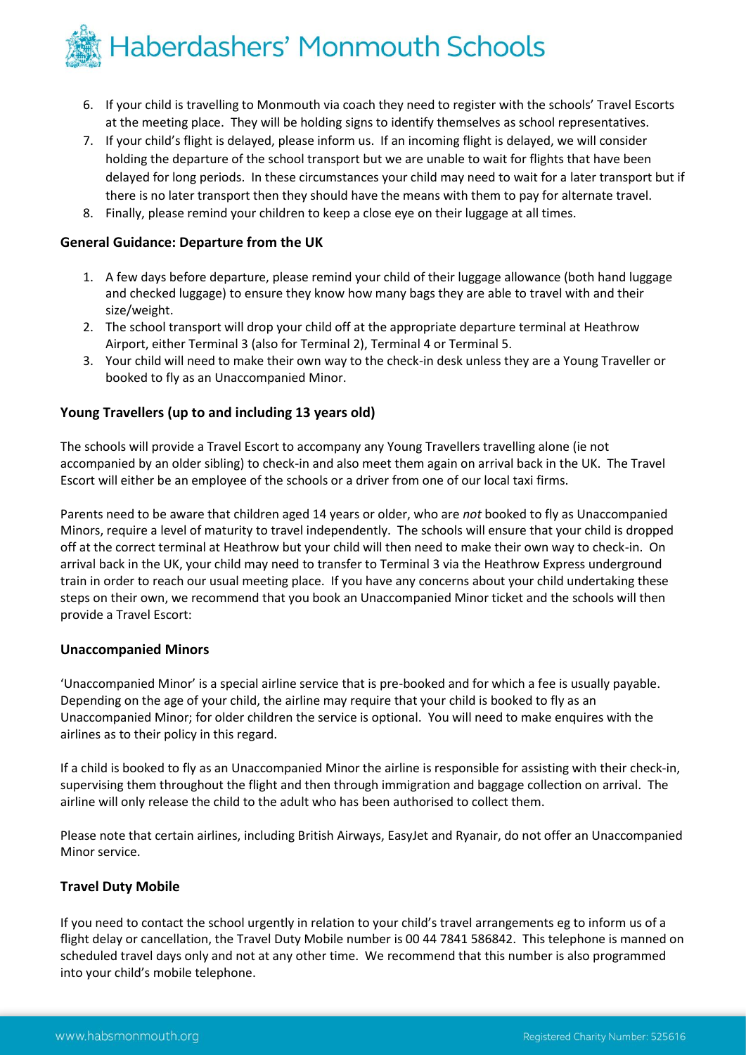6. If your child is travelling to Monmouth via coach they need to register with the schools' Travel Escorts at the meeting place. They will be holding signs to identify themselves as school representatives.
7. If your child's flight is delayed, please inform us. If an incoming flight is delayed, we will consider holding the departure of the school transport but we are unable to wait for flights that have been delayed for long periods. In these circumstances your child may need to wait for a later transport but if there is no later transport then they should have the means with them to pay for alternate travel.
8. Finally, please remind your children to keep a close eye on their luggage at all times.

**General Guidance: Departure from the UK**

1. A few days before departure, please remind your child of their luggage allowance (both hand luggage and checked luggage) to ensure they know how many bags they are able to travel with and their size/weight.
2. The school transport will drop your child off at the appropriate departure terminal at Heathrow Airport, either Terminal 3 (also for Terminal 2), Terminal 4 or Terminal 5.
3. Your child will need to make their own way to the check-in desk unless they are a Young Traveller or booked to fly as an Unaccompanied Minor.

**Young Travellers (up to and including 13 years old)**

The schools will provide a Travel Escort to accompany any Young Travellers travelling alone (ie not accompanied by an older sibling) to check-in and also meet them again on arrival back in the UK. The Travel Escort will either be an employee of the schools or a driver from one of our local taxi firms.

Parents need to be aware that children aged 14 years or older, who are *not* booked to fly as Unaccompanied Minors, require a level of maturity to travel independently. The schools will ensure that your child is dropped off at the correct terminal at Heathrow but your child will then need to make their own way to check-in. On arrival back in the UK, your child may need to transfer to Terminal 3 via the Heathrow Express underground train in order to reach our usual meeting place. If you have any concerns about your child undertaking these steps on their own, we recommend that you book an Unaccompanied Minor ticket and the schools will then provide a Travel Escort:

**Unaccompanied Minors**

'Unaccompanied Minor' is a special airline service that is pre-booked and for which a fee is usually payable. Depending on the age of your child, the airline may require that your child is booked to fly as an Unaccompanied Minor; for older children the service is optional. You will need to make enquires with the airlines as to their policy in this regard.

If a child is booked to fly as an Unaccompanied Minor the airline is responsible for assisting with their check-in, supervising them throughout the flight and then through immigration and baggage collection on arrival. The airline will only release the child to the adult who has been authorised to collect them.

Please note that certain airlines, including British Airways, EasyJet and Ryanair, do not offer an Unaccompanied Minor service.

**Travel Duty Mobile**

If you need to contact the school urgently in relation to your child's travel arrangements eg to inform us of a flight delay or cancellation, the Travel Duty Mobile number is 00 44 7841 586842. This telephone is manned on scheduled travel days only and not at any other time. We recommend that this number is also programmed into your child's mobile telephone.